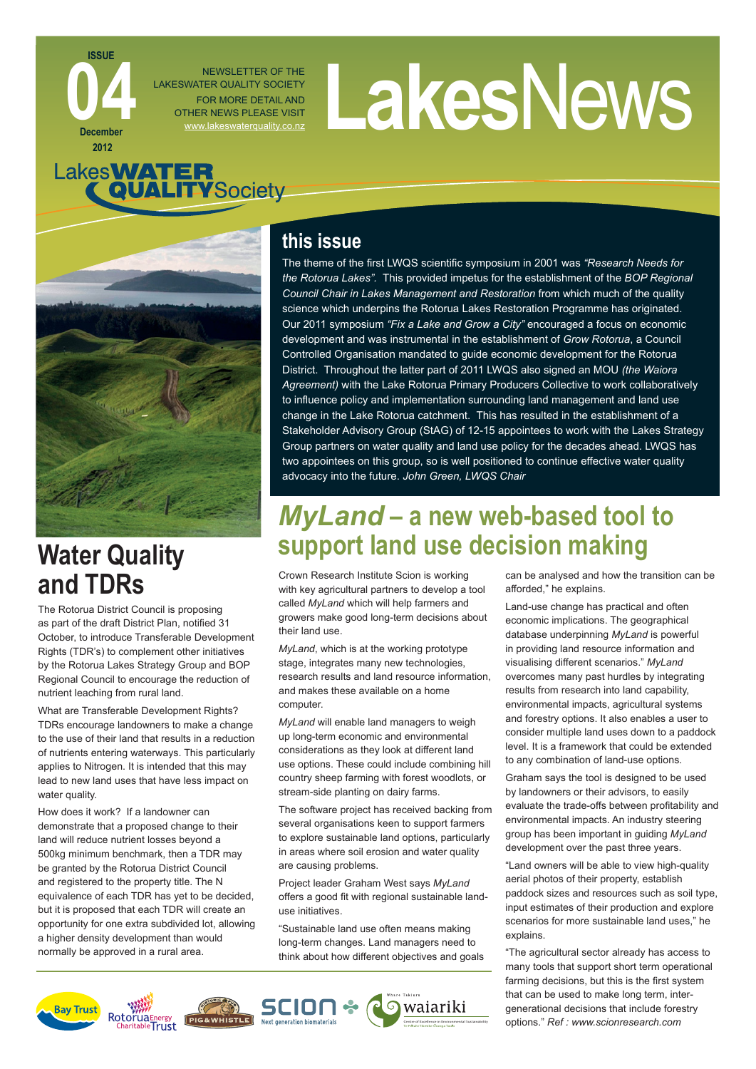ISSUE **04** December 2012

NEWSLETTER OF THE LAKESWATER QUALITY SOCIETY
FOR MORE DETAIL AND OTHER NEWS PLEASE VISIT www.lakeswaterquality.co.nz

# LakesNews

Lakes WATER QUALITY Society

## this issue

The theme of the first LWQS scientific symposium in 2001 was *"Research Needs for the Rotorua Lakes"*. This provided impetus for the establishment of the *BOP Regional Council Chair in Lakes Management and Restoration* from which much of the quality science which underpins the Rotorua Lakes Restoration Programme has originated. Our 2011 symposium *"Fix a Lake and Grow a City"* encouraged a focus on economic development and was instrumental in the establishment of *Grow Rotorua*, a Council Controlled Organisation mandated to guide economic development for the Rotorua District. Throughout the latter part of 2011 LWQS also signed an MOU *(the Waiora Agreement)* with the Lake Rotorua Primary Producers Collective to work collaboratively to influence policy and implementation surrounding land management and land use change in the Lake Rotorua catchment. This has resulted in the establishment of a Stakeholder Advisory Group (StAG) of 12-15 appointees to work with the Lakes Strategy Group partners on water quality and land use policy for the decades ahead. LWQS has two appointees on this group, so is well positioned to continue effective water quality advocacy into the future. *John Green, LWQS Chair*

## Water Quality and TDRs

The Rotorua District Council is proposing as part of the draft District Plan, notified 31 October, to introduce Transferable Development Rights (TDR's) to complement other initiatives by the Rotorua Lakes Strategy Group and BOP Regional Council to encourage the reduction of nutrient leaching from rural land.

What are Transferable Development Rights? TDRs encourage landowners to make a change to the use of their land that results in a reduction of nutrients entering waterways. This particularly applies to Nitrogen. It is intended that this may lead to new land uses that have less impact on water quality.

How does it work? If a landowner can demonstrate that a proposed change to their land will reduce nutrient losses beyond a 500kg minimum benchmark, then a TDR may be granted by the Rotorua District Council and registered to the property title. The N equivalence of each TDR has yet to be decided, but it is proposed that each TDR will create an opportunity for one extra subdivided lot, allowing a higher density development than would normally be approved in a rural area.

## *MyLand* – a new web-based tool to support land use decision making

Crown Research Institute Scion is working with key agricultural partners to develop a tool called *MyLand* which will help farmers and growers make good long-term decisions about their land use.

*MyLand*, which is at the working prototype stage, integrates many new technologies, research results and land resource information, and makes these available on a home computer.

*MyLand* will enable land managers to weigh up long-term economic and environmental considerations as they look at different land use options. These could include combining hill country sheep farming with forest woodlots, or stream-side planting on dairy farms.

The software project has received backing from several organisations keen to support farmers to explore sustainable land options, particularly in areas where soil erosion and water quality are causing problems.

Project leader Graham West says *MyLand* offers a good fit with regional sustainable land-use initiatives.

"Sustainable land use often means making long-term changes. Land managers need to think about how different objectives and goals can be analysed and how the transition can be afforded," he explains.

Land-use change has practical and often economic implications. The geographical database underpinning *MyLand* is powerful in providing land resource information and visualising different scenarios." *MyLand* overcomes many past hurdles by integrating results from research into land capability, environmental impacts, agricultural systems and forestry options. It also enables a user to consider multiple land uses down to a paddock level. It is a framework that could be extended to any combination of land-use options.

Graham says the tool is designed to be used by landowners or their advisors, to easily evaluate the trade-offs between profitability and environmental impacts. An industry steering group has been important in guiding *MyLand* development over the past three years.

"Land owners will be able to view high-quality aerial photos of their property, establish paddock sizes and resources such as soil type, input estimates of their production and explore scenarios for more sustainable land uses," he explains.

"The agricultural sector already has access to many tools that support short term operational farming decisions, but this is the first system that can be used to make long term, inter-generational decisions that include forestry options." *Ref : www.scionresearch.com*

Bay Trust | Rotorua Energy Charitable Trust | Historic Pub Pig & Whistle | SCION Next generation biomaterials | Whai Takiaro waiariki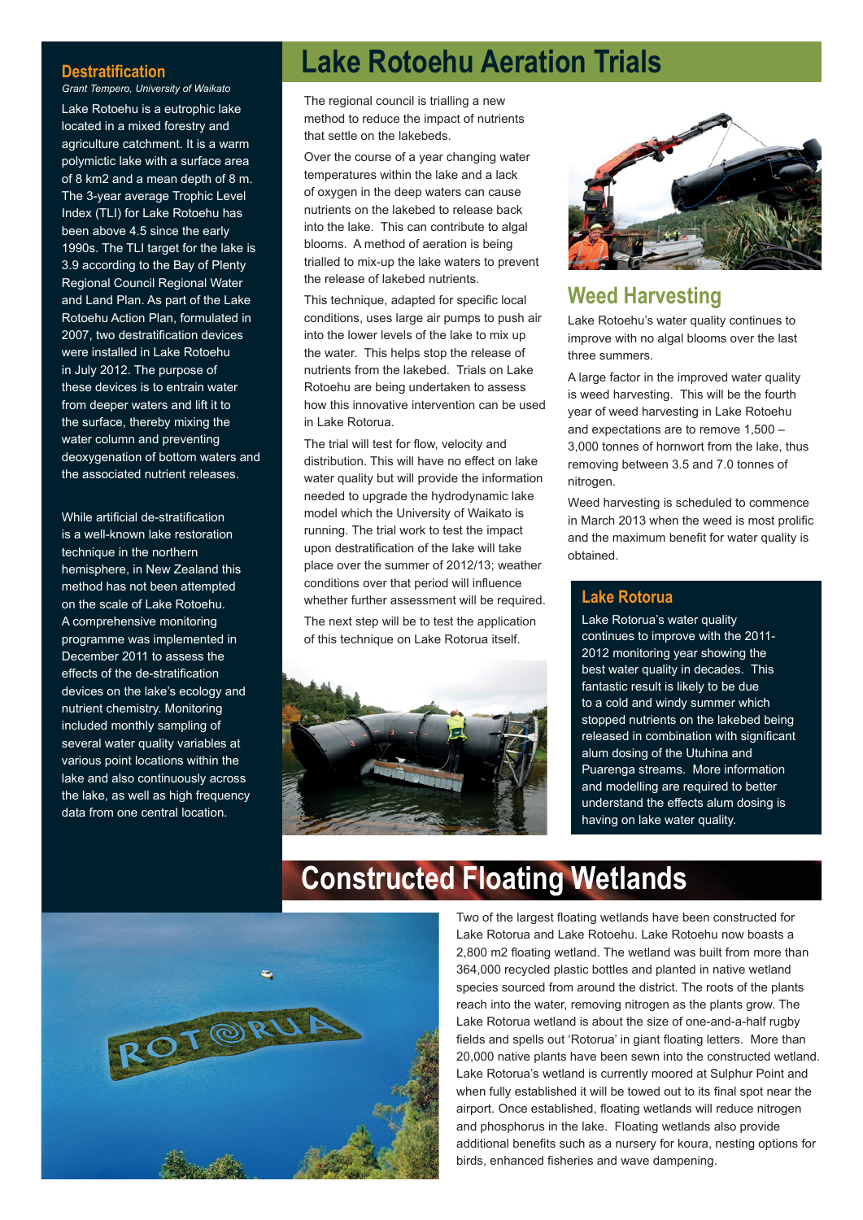## Destratification

*Grant Tempero, University of Waikato*

Lake Rotoehu is a eutrophic lake located in a mixed forestry and agriculture catchment. It is a warm polymictic lake with a surface area of 8 km2 and a mean depth of 8 m. The 3-year average Trophic Level Index (TLI) for Lake Rotoehu has been above 4.5 since the early 1990s. The TLI target for the lake is 3.9 according to the Bay of Plenty Regional Council Regional Water and Land Plan. As part of the Lake Rotoehu Action Plan, formulated in 2007, two destratification devices were installed in Lake Rotoehu in July 2012. The purpose of these devices is to entrain water from deeper waters and lift it to the surface, thereby mixing the water column and preventing deoxygenation of bottom waters and the associated nutrient releases.

While artificial de-stratification is a well-known lake restoration technique in the northern hemisphere, in New Zealand this method has not been attempted on the scale of Lake Rotoehu. A comprehensive monitoring programme was implemented in December 2011 to assess the effects of the de-stratification devices on the lake's ecology and nutrient chemistry. Monitoring included monthly sampling of several water quality variables at various point locations within the lake and also continuously across the lake, as well as high frequency data from one central location.

# Lake Rotoehu Aeration Trials

The regional council is trialling a new method to reduce the impact of nutrients that settle on the lakebeds.

Over the course of a year changing water temperatures within the lake and a lack of oxygen in the deep waters can cause nutrients on the lakebed to release back into the lake. This can contribute to algal blooms. A method of aeration is being trialled to mix-up the lake waters to prevent the release of lakebed nutrients.

This technique, adapted for specific local conditions, uses large air pumps to push air into the lower levels of the lake to mix up the water. This helps stop the release of nutrients from the lakebed. Trials on Lake Rotoehu are being undertaken to assess how this innovative intervention can be used in Lake Rotorua.

The trial will test for flow, velocity and distribution. This will have no effect on lake water quality but will provide the information needed to upgrade the hydrodynamic lake model which the University of Waikato is running. The trial work to test the impact upon destratification of the lake will take place over the summer of 2012/13; weather conditions over that period will influence whether further assessment will be required.

The next step will be to test the application of this technique on Lake Rotorua itself.

## Weed Harvesting

Lake Rotoehu's water quality continues to improve with no algal blooms over the last three summers.

A large factor in the improved water quality is weed harvesting. This will be the fourth year of weed harvesting in Lake Rotoehu and expectations are to remove 1,500 – 3,000 tonnes of hornwort from the lake, thus removing between 3.5 and 7.0 tonnes of nitrogen.

Weed harvesting is scheduled to commence in March 2013 when the weed is most prolific and the maximum benefit for water quality is obtained.

## Lake Rotorua

Lake Rotorua's water quality continues to improve with the 2011-2012 monitoring year showing the best water quality in decades. This fantastic result is likely to be due to a cold and windy summer which stopped nutrients on the lakebed being released in combination with significant alum dosing of the Utuhina and Puarenga streams. More information and modelling are required to better understand the effects alum dosing is having on lake water quality.

# Constructed Floating Wetlands

Two of the largest floating wetlands have been constructed for Lake Rotorua and Lake Rotoehu. Lake Rotoehu now boasts a 2,800 m2 floating wetland. The wetland was built from more than 364,000 recycled plastic bottles and planted in native wetland species sourced from around the district. The roots of the plants reach into the water, removing nitrogen as the plants grow. The Lake Rotorua wetland is about the size of one-and-a-half rugby fields and spells out 'Rotorua' in giant floating letters. More than 20,000 native plants have been sewn into the constructed wetland. Lake Rotorua's wetland is currently moored at Sulphur Point and when fully established it will be towed out to its final spot near the airport. Once established, floating wetlands will reduce nitrogen and phosphorus in the lake. Floating wetlands also provide additional benefits such as a nursery for koura, nesting options for birds, enhanced fisheries and wave dampening.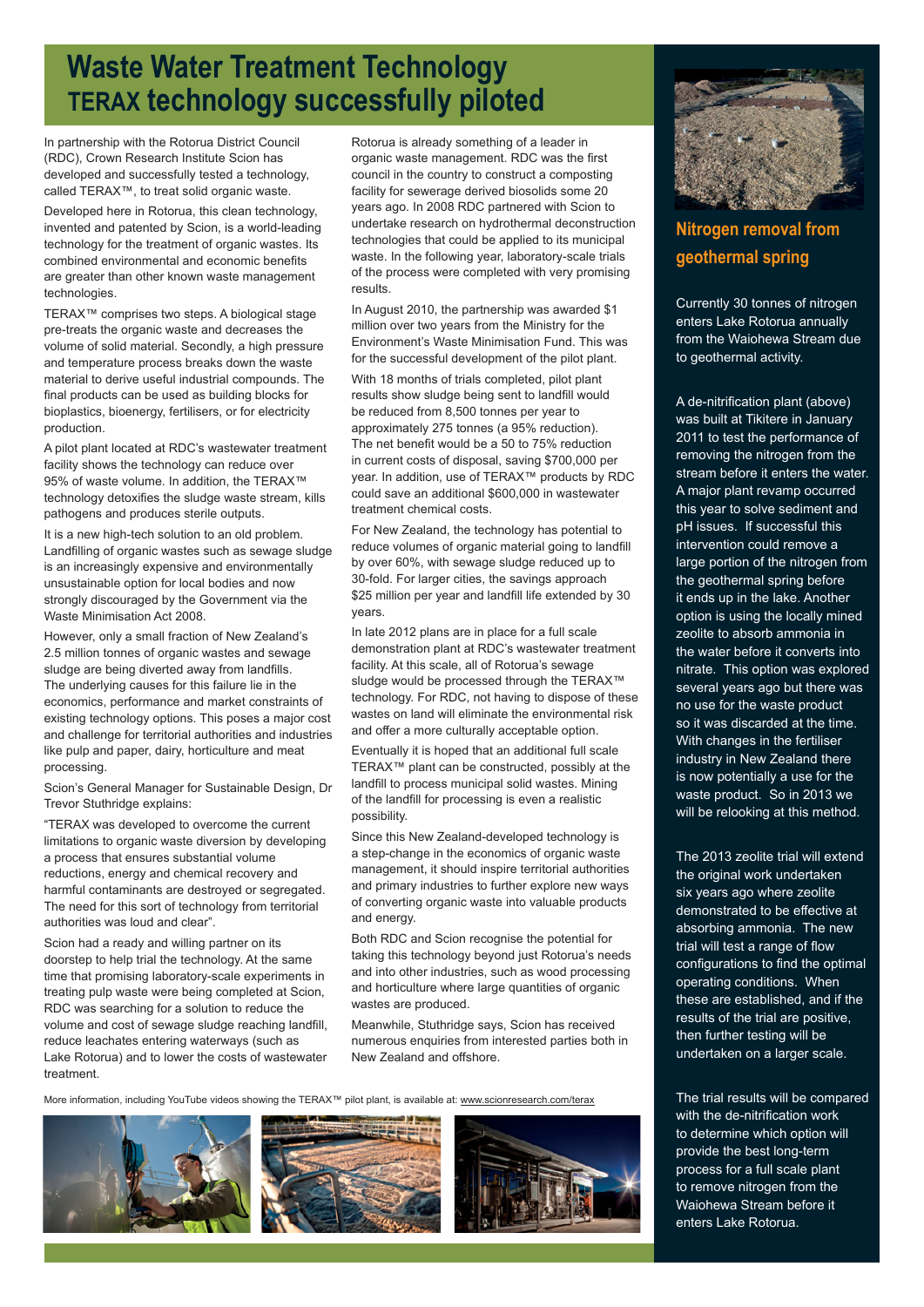# Waste Water Treatment Technology

## TERAX technology successfully piloted

In partnership with the Rotorua District Council (RDC), Crown Research Institute Scion has developed and successfully tested a technology, called TERAX™, to treat solid organic waste.

Developed here in Rotorua, this clean technology, invented and patented by Scion, is a world-leading technology for the treatment of organic wastes. Its combined environmental and economic benefits are greater than other known waste management technologies.

TERAX™ comprises two steps. A biological stage pre-treats the organic waste and decreases the volume of solid material. Secondly, a high pressure and temperature process breaks down the waste material to derive useful industrial compounds. The final products can be used as building blocks for bioplastics, bioenergy, fertilisers, or for electricity production.

A pilot plant located at RDC's wastewater treatment facility shows the technology can reduce over 95% of waste volume. In addition, the TERAX™ technology detoxifies the sludge waste stream, kills pathogens and produces sterile outputs.

It is a new high-tech solution to an old problem. Landfilling of organic wastes such as sewage sludge is an increasingly expensive and environmentally unsustainable option for local bodies and now strongly discouraged by the Government via the Waste Minimisation Act 2008.

However, only a small fraction of New Zealand's 2.5 million tonnes of organic wastes and sewage sludge are being diverted away from landfills. The underlying causes for this failure lie in the economics, performance and market constraints of existing technology options. This poses a major cost and challenge for territorial authorities and industries like pulp and paper, dairy, horticulture and meat processing.

Scion's General Manager for Sustainable Design, Dr Trevor Stuthridge explains:

"TERAX was developed to overcome the current limitations to organic waste diversion by developing a process that ensures substantial volume reductions, energy and chemical recovery and harmful contaminants are destroyed or segregated. The need for this sort of technology from territorial authorities was loud and clear".

Scion had a ready and willing partner on its doorstep to help trial the technology. At the same time that promising laboratory-scale experiments in treating pulp waste were being completed at Scion, RDC was searching for a solution to reduce the volume and cost of sewage sludge reaching landfill, reduce leachates entering waterways (such as Lake Rotorua) and to lower the costs of wastewater treatment.

Rotorua is already something of a leader in organic waste management. RDC was the first council in the country to construct a composting facility for sewerage derived biosolids some 20 years ago. In 2008 RDC partnered with Scion to undertake research on hydrothermal deconstruction technologies that could be applied to its municipal waste. In the following year, laboratory-scale trials of the process were completed with very promising results.

In August 2010, the partnership was awarded $1 million over two years from the Ministry for the Environment's Waste Minimisation Fund. This was for the successful development of the pilot plant.

With 18 months of trials completed, pilot plant results show sludge being sent to landfill would be reduced from 8,500 tonnes per year to approximately 275 tonnes (a 95% reduction). The net benefit would be a 50 to 75% reduction in current costs of disposal, saving $700,000 per year. In addition, use of TERAX™ products by RDC could save an additional $600,000 in wastewater treatment chemical costs.

For New Zealand, the technology has potential to reduce volumes of organic material going to landfill by over 60%, with sewage sludge reduced up to 30-fold. For larger cities, the savings approach $25 million per year and landfill life extended by 30 years.

In late 2012 plans are in place for a full scale demonstration plant at RDC's wastewater treatment facility. At this scale, all of Rotorua's sewage sludge would be processed through the TERAX™ technology. For RDC, not having to dispose of these wastes on land will eliminate the environmental risk and offer a more culturally acceptable option.

Eventually it is hoped that an additional full scale TERAX™ plant can be constructed, possibly at the landfill to process municipal solid wastes. Mining of the landfill for processing is even a realistic possibility.

Since this New Zealand-developed technology is a step-change in the economics of organic waste management, it should inspire territorial authorities and primary industries to further explore new ways of converting organic waste into valuable products and energy.

Both RDC and Scion recognise the potential for taking this technology beyond just Rotorua's needs and into other industries, such as wood processing and horticulture where large quantities of organic wastes are produced.

Meanwhile, Stuthridge says, Scion has received numerous enquiries from interested parties both in New Zealand and offshore.

More information, including YouTube videos showing the TERAX™ pilot plant, is available at: www.scionresearch.com/terax

## Nitrogen removal from geothermal spring

Currently 30 tonnes of nitrogen enters Lake Rotorua annually from the Waiohewa Stream due to geothermal activity.

A de-nitrification plant (above) was built at Tikitere in January 2011 to test the performance of removing the nitrogen from the stream before it enters the water. A major plant revamp occurred this year to solve sediment and pH issues. If successful this intervention could remove a large portion of the nitrogen from the geothermal spring before it ends up in the lake. Another option is using the locally mined zeolite to absorb ammonia in the water before it converts into nitrate. This option was explored several years ago but there was no use for the waste product so it was discarded at the time. With changes in the fertiliser industry in New Zealand there is now potentially a use for the waste product. So in 2013 we will be relooking at this method.

The 2013 zeolite trial will extend the original work undertaken six years ago where zeolite demonstrated to be effective at absorbing ammonia. The new trial will test a range of flow configurations to find the optimal operating conditions. When these are established, and if the results of the trial are positive, then further testing will be undertaken on a larger scale.

The trial results will be compared with the de-nitrification work to determine which option will provide the best long-term process for a full scale plant to remove nitrogen from the Waiohewa Stream before it enters Lake Rotorua.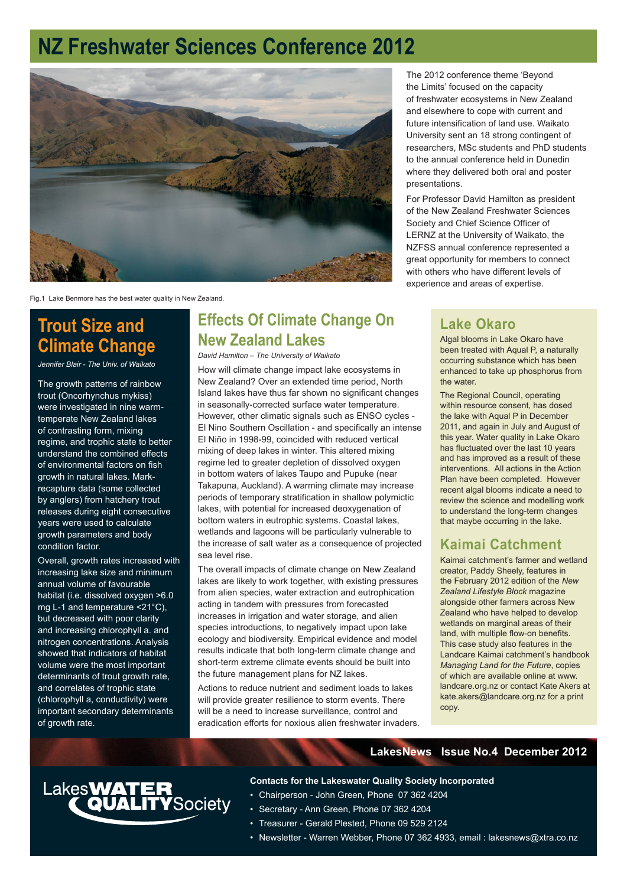# NZ Freshwater Sciences Conference 2012

Fig.1 Lake Benmore has the best water quality in New Zealand.

The 2012 conference theme 'Beyond the Limits' focused on the capacity of freshwater ecosystems in New Zealand and elsewhere to cope with current and future intensification of land use. Waikato University sent an 18 strong contingent of researchers, MSc students and PhD students to the annual conference held in Dunedin where they delivered both oral and poster presentations.

For Professor David Hamilton as president of the New Zealand Freshwater Sciences Society and Chief Science Officer of LERNZ at the University of Waikato, the NZFSS annual conference represented a great opportunity for members to connect with others who have different levels of experience and areas of expertise.

## Trout Size and Climate Change

*Jennifer Blair - The Univ. of Waikato*

The growth patterns of rainbow trout (Oncorhynchus mykiss) were investigated in nine warm-temperate New Zealand lakes of contrasting form, mixing regime, and trophic state to better understand the combined effects of environmental factors on fish growth in natural lakes. Mark-recapture data (some collected by anglers) from hatchery trout releases during eight consecutive years were used to calculate growth parameters and body condition factor.

Overall, growth rates increased with increasing lake size and minimum annual volume of favourable habitat (i.e. dissolved oxygen >6.0 mg L-1 and temperature <21°C), but decreased with poor clarity and increasing chlorophyll a. and nitrogen concentrations. Analysis showed that indicators of habitat volume were the most important determinants of trout growth rate, and correlates of trophic state (chlorophyll a, conductivity) were important secondary determinants of growth rate.

## Effects Of Climate Change On New Zealand Lakes

*David Hamilton – The University of Waikato*

How will climate change impact lake ecosystems in New Zealand? Over an extended time period, North Island lakes have thus far shown no significant changes in seasonally-corrected surface water temperature. However, other climatic signals such as ENSO cycles - El Nino Southern Oscillation - and specifically an intense El Niño in 1998-99, coincided with reduced vertical mixing of deep lakes in winter. This altered mixing regime led to greater depletion of dissolved oxygen in bottom waters of lakes Taupo and Pupuke (near Takapuna, Auckland). A warming climate may increase periods of temporary stratification in shallow polymictic lakes, with potential for increased deoxygenation of bottom waters in eutrophic systems. Coastal lakes, wetlands and lagoons will be particularly vulnerable to the increase of salt water as a consequence of projected sea level rise.

The overall impacts of climate change on New Zealand lakes are likely to work together, with existing pressures from alien species, water extraction and eutrophication acting in tandem with pressures from forecasted increases in irrigation and water storage, and alien species introductions, to negatively impact upon lake ecology and biodiversity. Empirical evidence and model results indicate that both long-term climate change and short-term extreme climate events should be built into the future management plans for NZ lakes.

Actions to reduce nutrient and sediment loads to lakes will provide greater resilience to storm events. There will be a need to increase surveillance, control and eradication efforts for noxious alien freshwater invaders.

## Lake Okaro

Algal blooms in Lake Okaro have been treated with Aqual P, a naturally occurring substance which has been enhanced to take up phosphorus from the water.

The Regional Council, operating within resource consent, has dosed the lake with Aqual P in December 2011, and again in July and August of this year. Water quality in Lake Okaro has fluctuated over the last 10 years and has improved as a result of these interventions. All actions in the Action Plan have been completed. However recent algal blooms indicate a need to review the science and modelling work to understand the long-term changes that maybe occurring in the lake.

## Kaimai Catchment

Kaimai catchment's farmer and wetland creator, Paddy Sheely, features in the February 2012 edition of the *New Zealand Lifestyle Block* magazine alongside other farmers across New Zealand who have helped to develop wetlands on marginal areas of their land, with multiple flow-on benefits. This case study also features in the Landcare Kaimai catchment's handbook *Managing Land for the Future*, copies of which are available online at www.landcare.org.nz or contact Kate Akers at kate.akers@landcare.org.nz for a print copy.

**LakesNews Issue No.4 December 2012**

Lakes WATER QUALITY Society

**Contacts for the Lakeswater Quality Society Incorporated**

- Chairperson - John Green, Phone 07 362 4204
- Secretary - Ann Green, Phone 07 362 4204
- Treasurer - Gerald Plested, Phone 09 529 2124
- Newsletter - Warren Webber, Phone 07 362 4933, email : lakesnews@xtra.co.nz